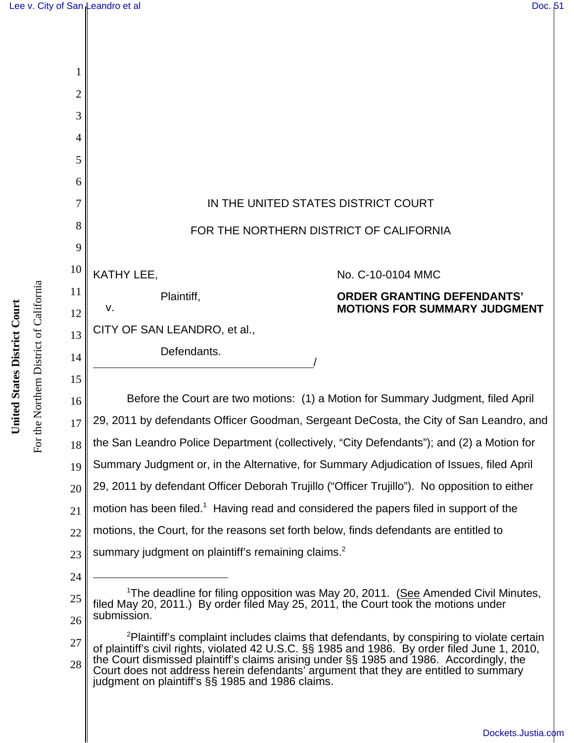IN THE UNITED STATES DISTRICT COURT

FOR THE NORTHERN DISTRICT OF CALIFORNIA

KATHY LEE,

Plaintiff,

v.

CITY OF SAN LEANDRO, et al.,

Defendants.

No. C-10-0104 MMC

**ORDER GRANTING DEFENDANTS' MOTIONS FOR SUMMARY JUDGMENT**

Before the Court are two motions: (1) a Motion for Summary Judgment, filed April 29, 2011 by defendants Officer Goodman, Sergeant DeCosta, the City of San Leandro, and the San Leandro Police Department (collectively, "City Defendants"); and (2) a Motion for Summary Judgment or, in the Alternative, for Summary Adjudication of Issues, filed April 29, 2011 by defendant Officer Deborah Trujillo ("Officer Trujillo"). No opposition to either motion has been filed.[1] Having read and considered the papers filed in support of the motions, the Court, for the reasons set forth below, finds defendants are entitled to summary judgment on plaintiff's remaining claims.[2]

---

[1]The deadline for filing opposition was May 20, 2011. (See Amended Civil Minutes, filed May 20, 2011.) By order filed May 25, 2011, the Court took the motions under submission.

[2]Plaintiff's complaint includes claims that defendants, by conspiring to violate certain of plaintiff's civil rights, violated 42 U.S.C. §§ 1985 and 1986. By order filed June 1, 2010, the Court dismissed plaintiff's claims arising under §§ 1985 and 1986. Accordingly, the Court does not address herein defendants' argument that they are entitled to summary judgment on plaintiff's §§ 1985 and 1986 claims.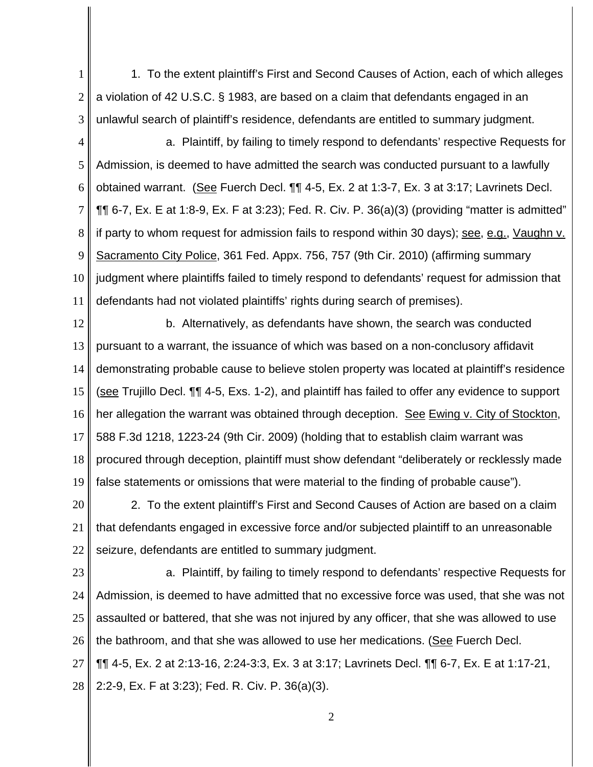1. To the extent plaintiff's First and Second Causes of Action, each of which alleges a violation of 42 U.S.C. § 1983, are based on a claim that defendants engaged in an unlawful search of plaintiff's residence, defendants are entitled to summary judgment.

a. Plaintiff, by failing to timely respond to defendants' respective Requests for Admission, is deemed to have admitted the search was conducted pursuant to a lawfully obtained warrant. (See Fuerch Decl. ¶¶ 4-5, Ex. 2 at 1:3-7, Ex. 3 at 3:17; Lavrinets Decl. ¶¶ 6-7, Ex. E at 1:8-9, Ex. F at 3:23); Fed. R. Civ. P. 36(a)(3) (providing "matter is admitted" if party to whom request for admission fails to respond within 30 days); see, e.g., Vaughn v. Sacramento City Police, 361 Fed. Appx. 756, 757 (9th Cir. 2010) (affirming summary judgment where plaintiffs failed to timely respond to defendants' request for admission that defendants had not violated plaintiffs' rights during search of premises).

b. Alternatively, as defendants have shown, the search was conducted pursuant to a warrant, the issuance of which was based on a non-conclusory affidavit demonstrating probable cause to believe stolen property was located at plaintiff's residence (see Trujillo Decl. ¶¶ 4-5, Exs. 1-2), and plaintiff has failed to offer any evidence to support her allegation the warrant was obtained through deception. See Ewing v. City of Stockton, 588 F.3d 1218, 1223-24 (9th Cir. 2009) (holding that to establish claim warrant was procured through deception, plaintiff must show defendant "deliberately or recklessly made false statements or omissions that were material to the finding of probable cause").

2. To the extent plaintiff's First and Second Causes of Action are based on a claim that defendants engaged in excessive force and/or subjected plaintiff to an unreasonable seizure, defendants are entitled to summary judgment.

a. Plaintiff, by failing to timely respond to defendants' respective Requests for Admission, is deemed to have admitted that no excessive force was used, that she was not assaulted or battered, that she was not injured by any officer, that she was allowed to use the bathroom, and that she was allowed to use her medications. (See Fuerch Decl. ¶¶ 4-5, Ex. 2 at 2:13-16, 2:24-3:3, Ex. 3 at 3:17; Lavrinets Decl. ¶¶ 6-7, Ex. E at 1:17-21, 2:2-9, Ex. F at 3:23); Fed. R. Civ. P. 36(a)(3).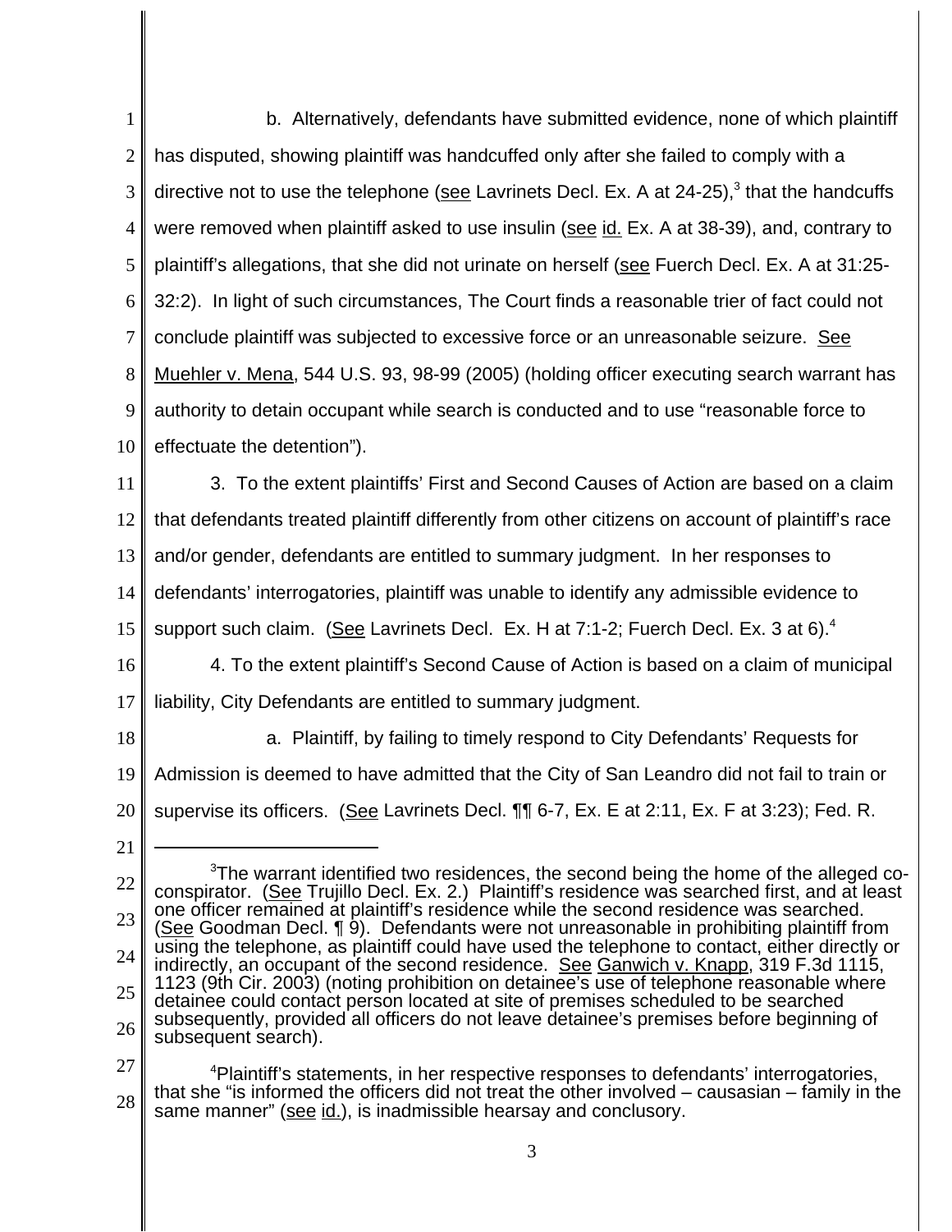b. Alternatively, defendants have submitted evidence, none of which plaintiff has disputed, showing plaintiff was handcuffed only after she failed to comply with a directive not to use the telephone (see Lavrinets Decl. Ex. A at 24-25),[3] that the handcuffs were removed when plaintiff asked to use insulin (see id. Ex. A at 38-39), and, contrary to plaintiff's allegations, that she did not urinate on herself (see Fuerch Decl. Ex. A at 31:25-32:2). In light of such circumstances, The Court finds a reasonable trier of fact could not conclude plaintiff was subjected to excessive force or an unreasonable seizure. See Muehler v. Mena, 544 U.S. 93, 98-99 (2005) (holding officer executing search warrant has authority to detain occupant while search is conducted and to use "reasonable force to effectuate the detention").

3. To the extent plaintiffs' First and Second Causes of Action are based on a claim that defendants treated plaintiff differently from other citizens on account of plaintiff's race and/or gender, defendants are entitled to summary judgment. In her responses to defendants' interrogatories, plaintiff was unable to identify any admissible evidence to support such claim. (See Lavrinets Decl. Ex. H at 7:1-2; Fuerch Decl. Ex. 3 at 6).[4]

4. To the extent plaintiff's Second Cause of Action is based on a claim of municipal liability, City Defendants are entitled to summary judgment.

a. Plaintiff, by failing to timely respond to City Defendants' Requests for Admission is deemed to have admitted that the City of San Leandro did not fail to train or supervise its officers. (See Lavrinets Decl. ¶¶ 6-7, Ex. E at 2:11, Ex. F at 3:23); Fed. R.

---

[3]The warrant identified two residences, the second being the home of the alleged co-conspirator. (See Trujillo Decl. Ex. 2.) Plaintiff's residence was searched first, and at least one officer remained at plaintiff's residence while the second residence was searched. (See Goodman Decl. ¶ 9). Defendants were not unreasonable in prohibiting plaintiff from using the telephone, as plaintiff could have used the telephone to contact, either directly or indirectly, an occupant of the second residence. See Ganwich v. Knapp, 319 F.3d 1115, 1123 (9th Cir. 2003) (noting prohibition on detainee's use of telephone reasonable where detainee could contact person located at site of premises scheduled to be searched subsequently, provided all officers do not leave detainee's premises before beginning of subsequent search).

[4]Plaintiff's statements, in her respective responses to defendants' interrogatories, that she "is informed the officers did not treat the other involved – causasian – family in the same manner" (see id.), is inadmissible hearsay and conclusory.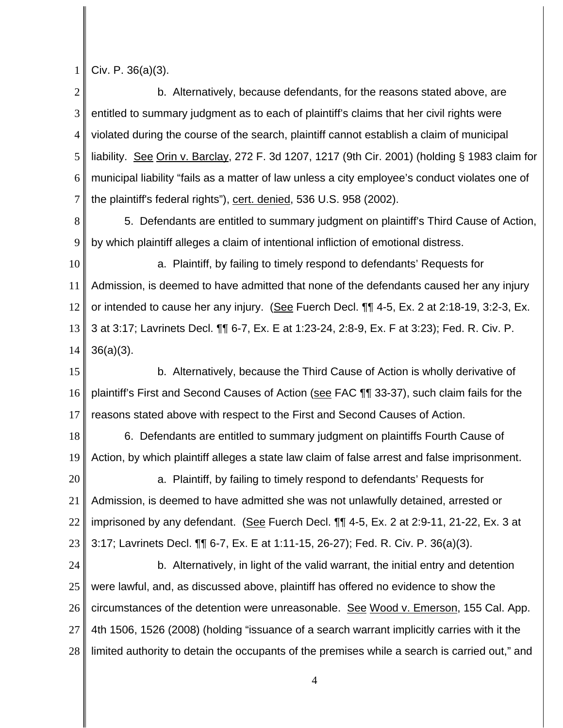Civ. P. 36(a)(3).

b. Alternatively, because defendants, for the reasons stated above, are entitled to summary judgment as to each of plaintiff's claims that her civil rights were violated during the course of the search, plaintiff cannot establish a claim of municipal liability. See Orin v. Barclay, 272 F. 3d 1207, 1217 (9th Cir. 2001) (holding § 1983 claim for municipal liability "fails as a matter of law unless a city employee's conduct violates one of the plaintiff's federal rights"), cert. denied, 536 U.S. 958 (2002).

5. Defendants are entitled to summary judgment on plaintiff's Third Cause of Action, by which plaintiff alleges a claim of intentional infliction of emotional distress.

a. Plaintiff, by failing to timely respond to defendants' Requests for Admission, is deemed to have admitted that none of the defendants caused her any injury or intended to cause her any injury. (See Fuerch Decl. ¶¶ 4-5, Ex. 2 at 2:18-19, 3:2-3, Ex. 3 at 3:17; Lavrinets Decl. ¶¶ 6-7, Ex. E at 1:23-24, 2:8-9, Ex. F at 3:23); Fed. R. Civ. P. 36(a)(3).

b. Alternatively, because the Third Cause of Action is wholly derivative of plaintiff's First and Second Causes of Action (see FAC ¶¶ 33-37), such claim fails for the reasons stated above with respect to the First and Second Causes of Action.

6. Defendants are entitled to summary judgment on plaintiffs Fourth Cause of Action, by which plaintiff alleges a state law claim of false arrest and false imprisonment.

a. Plaintiff, by failing to timely respond to defendants' Requests for Admission, is deemed to have admitted she was not unlawfully detained, arrested or imprisoned by any defendant. (See Fuerch Decl. ¶¶ 4-5, Ex. 2 at 2:9-11, 21-22, Ex. 3 at 3:17; Lavrinets Decl. ¶¶ 6-7, Ex. E at 1:11-15, 26-27); Fed. R. Civ. P. 36(a)(3).

b. Alternatively, in light of the valid warrant, the initial entry and detention were lawful, and, as discussed above, plaintiff has offered no evidence to show the circumstances of the detention were unreasonable. See Wood v. Emerson, 155 Cal. App. 4th 1506, 1526 (2008) (holding "issuance of a search warrant implicitly carries with it the limited authority to detain the occupants of the premises while a search is carried out," and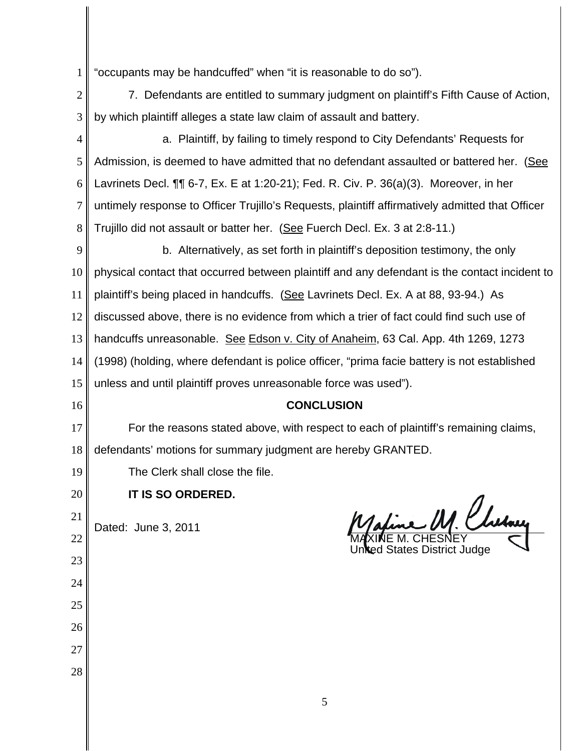"occupants may be handcuffed" when "it is reasonable to do so").

7. Defendants are entitled to summary judgment on plaintiff's Fifth Cause of Action, by which plaintiff alleges a state law claim of assault and battery.

a. Plaintiff, by failing to timely respond to City Defendants' Requests for Admission, is deemed to have admitted that no defendant assaulted or battered her. (See Lavrinets Decl. ¶¶ 6-7, Ex. E at 1:20-21); Fed. R. Civ. P. 36(a)(3). Moreover, in her untimely response to Officer Trujillo's Requests, plaintiff affirmatively admitted that Officer Trujillo did not assault or batter her. (See Fuerch Decl. Ex. 3 at 2:8-11.)

b. Alternatively, as set forth in plaintiff's deposition testimony, the only physical contact that occurred between plaintiff and any defendant is the contact incident to plaintiff's being placed in handcuffs. (See Lavrinets Decl. Ex. A at 88, 93-94.) As discussed above, there is no evidence from which a trier of fact could find such use of handcuffs unreasonable. See Edson v. City of Anaheim, 63 Cal. App. 4th 1269, 1273 (1998) (holding, where defendant is police officer, "prima facie battery is not established unless and until plaintiff proves unreasonable force was used").

**CONCLUSION**

For the reasons stated above, with respect to each of plaintiff's remaining claims, defendants' motions for summary judgment are hereby GRANTED.

The Clerk shall close the file.

**IT IS SO ORDERED.**

Dated: June 3, 2011

MAXINE M. CHESNEY
United States District Judge